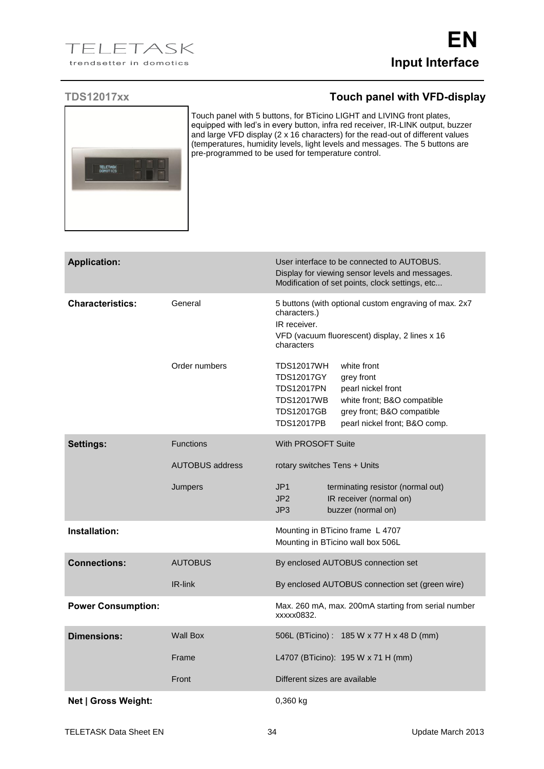# Input Interface

## TDS12017xx — Touch panel with VFD-display

Touch panel with 5 buttons, for BTicino LIGHT and LIVING front plates, equipped with led's in every button, infra red receiver, IR-LINK output, buzzer and large VFD display (2 x 16 characters) for the read-out of different values (temperatures, humidity levels, light levels and messages. The 5 buttons are pre-programmed to be used for temperature control.

| | | |
|---|---|---|
| **Application:** | | User interface to be connected to AUTOBUS.<br>Display for viewing sensor levels and messages.<br>Modification of set points, clock settings, etc... |
| **Characteristics:** | General | 5 buttons (with optional custom engraving of max. 2x7 characters.)<br>IR receiver.<br>VFD (vacuum fluorescent) display, 2 lines x 16 characters |
| | Order numbers | TDS12017WH white front<br>TDS12017GY grey front<br>TDS12017PN pearl nickel front<br>TDS12017WB white front; B&O compatible<br>TDS12017GB grey front; B&O compatible<br>TDS12017PB pearl nickel front; B&O comp. |
| **Settings:** | Functions | With PROSOFT Suite |
| | AUTOBUS address | rotary switches Tens + Units |
| | Jumpers | JP1 terminating resistor (normal out)<br>JP2 IR receiver (normal on)<br>JP3 buzzer (normal on) |
| **Installation:** | | Mounting in BTicino frame L 4707<br>Mounting in BTicino wall box 506L |
| **Connections:** | AUTOBUS | By enclosed AUTOBUS connection set |
| | IR-link | By enclosed AUTOBUS connection set (green wire) |
| **Power Consumption:** | | Max. 260 mA, max. 200mA starting from serial number xxxxx0832. |
| **Dimensions:** | Wall Box | 506L (BTicino) : 185 W x 77 H x 48 D (mm) |
| | Frame | L4707 (BTicino): 195 W x 71 H (mm) |
| | Front | Different sizes are available |
| **Net \| Gross Weight:** | | 0,360 kg |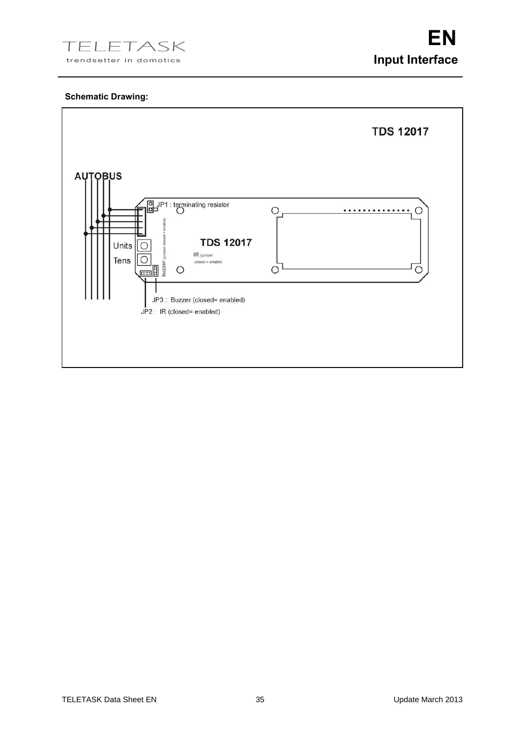**Schematic Drawing:**

TDS 12017

AUTOBUS

JP1 : terminating resistor

(jumper closed = enable)

Units

Tens

buzzer

TDS 12017

IR (jumper closed = enable)

JP3 : Buzzer (closed= enabled)

JP2 : IR (closed= enabled)